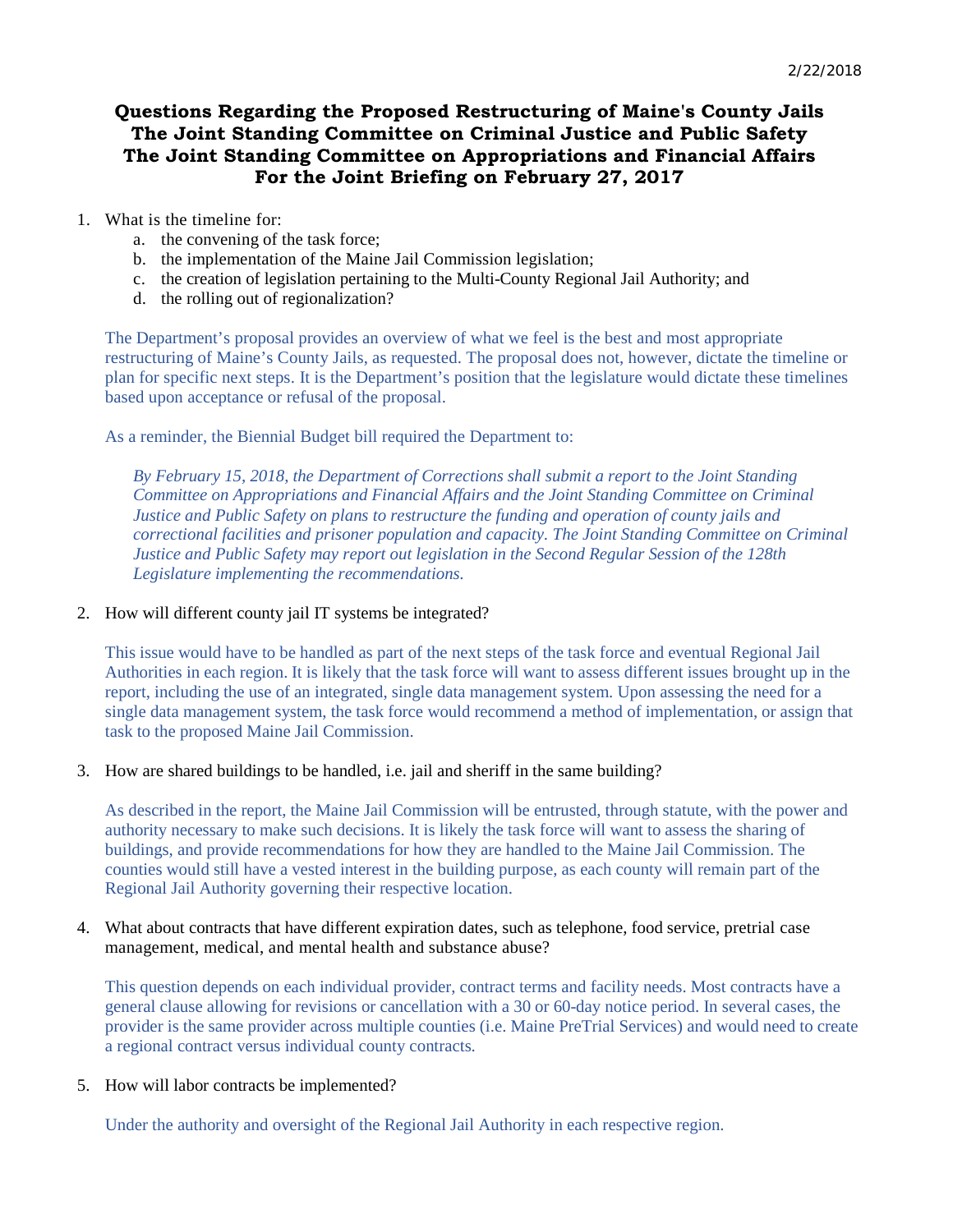2/22/2018

# Questions Regarding the Proposed Restructuring of Maine's County Jails
# The Joint Standing Committee on Criminal Justice and Public Safety
# The Joint Standing Committee on Appropriations and Financial Affairs
# For the Joint Briefing on February 27, 2017

1. What is the timeline for:
    a. the convening of the task force;
    b. the implementation of the Maine Jail Commission legislation;
    c. the creation of legislation pertaining to the Multi-County Regional Jail Authority; and
    d. the rolling out of regionalization?

    The Department's proposal provides an overview of what we feel is the best and most appropriate restructuring of Maine's County Jails, as requested. The proposal does not, however, dictate the timeline or plan for specific next steps. It is the Department's position that the legislature would dictate these timelines based upon acceptance or refusal of the proposal.

    As a reminder, the Biennial Budget bill required the Department to:

    > *By February 15, 2018, the Department of Corrections shall submit a report to the Joint Standing Committee on Appropriations and Financial Affairs and the Joint Standing Committee on Criminal Justice and Public Safety on plans to restructure the funding and operation of county jails and correctional facilities and prisoner population and capacity. The Joint Standing Committee on Criminal Justice and Public Safety may report out legislation in the Second Regular Session of the 128th Legislature implementing the recommendations.*

2. How will different county jail IT systems be integrated?

    This issue would have to be handled as part of the next steps of the task force and eventual Regional Jail Authorities in each region. It is likely that the task force will want to assess different issues brought up in the report, including the use of an integrated, single data management system. Upon assessing the need for a single data management system, the task force would recommend a method of implementation, or assign that task to the proposed Maine Jail Commission.

3. How are shared buildings to be handled, i.e. jail and sheriff in the same building?

    As described in the report, the Maine Jail Commission will be entrusted, through statute, with the power and authority necessary to make such decisions. It is likely the task force will want to assess the sharing of buildings, and provide recommendations for how they are handled to the Maine Jail Commission. The counties would still have a vested interest in the building purpose, as each county will remain part of the Regional Jail Authority governing their respective location.

4. What about contracts that have different expiration dates, such as telephone, food service, pretrial case management, medical, and mental health and substance abuse?

    This question depends on each individual provider, contract terms and facility needs. Most contracts have a general clause allowing for revisions or cancellation with a 30 or 60-day notice period. In several cases, the provider is the same provider across multiple counties (i.e. Maine PreTrial Services) and would need to create a regional contract versus individual county contracts.

5. How will labor contracts be implemented?

    Under the authority and oversight of the Regional Jail Authority in each respective region.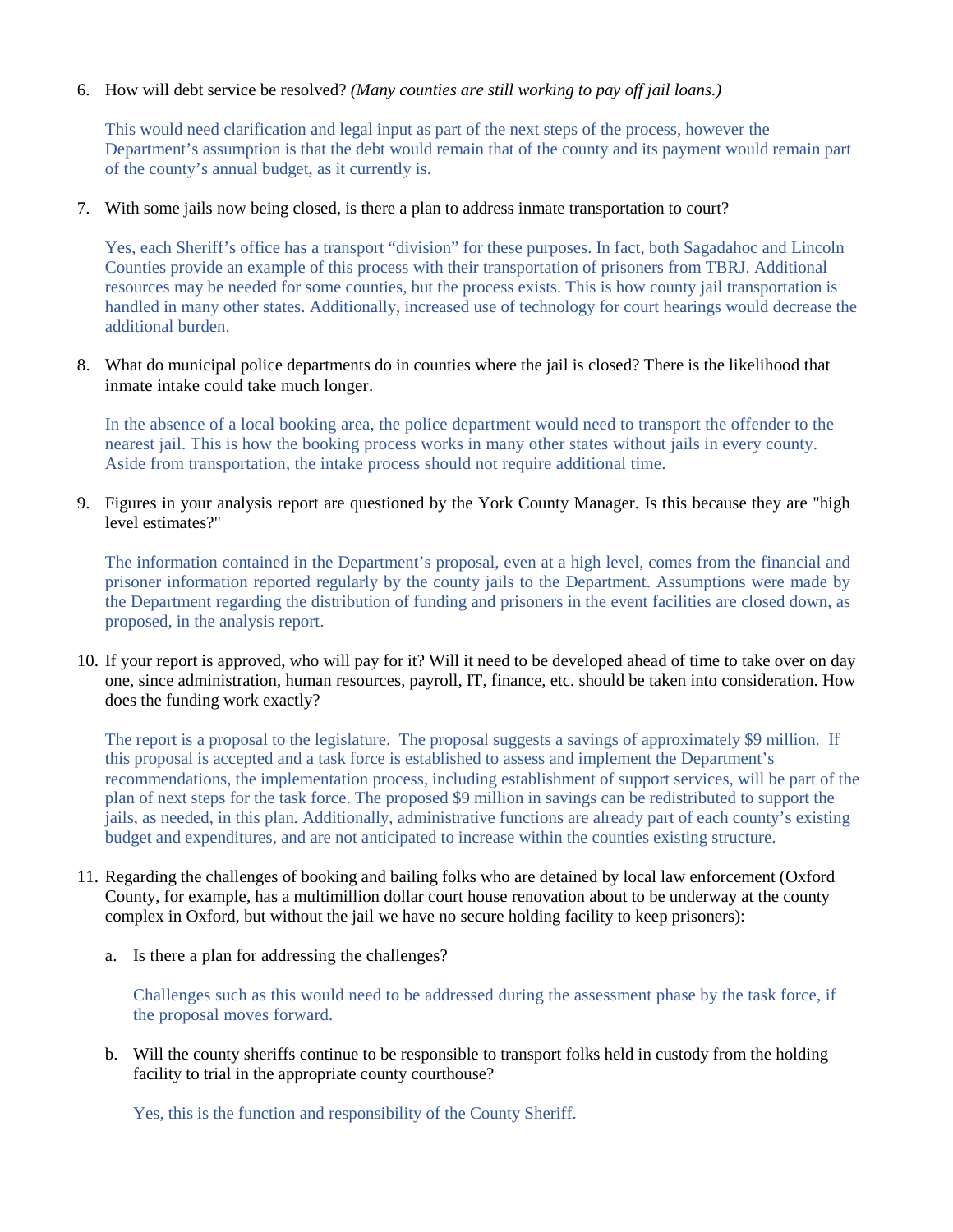6. How will debt service be resolved? *(Many counties are still working to pay off jail loans.)*

   This would need clarification and legal input as part of the next steps of the process, however the Department's assumption is that the debt would remain that of the county and its payment would remain part of the county's annual budget, as it currently is.

7. With some jails now being closed, is there a plan to address inmate transportation to court?

   Yes, each Sheriff's office has a transport "division" for these purposes. In fact, both Sagadahoc and Lincoln Counties provide an example of this process with their transportation of prisoners from TBRJ. Additional resources may be needed for some counties, but the process exists. This is how county jail transportation is handled in many other states. Additionally, increased use of technology for court hearings would decrease the additional burden.

8. What do municipal police departments do in counties where the jail is closed? There is the likelihood that inmate intake could take much longer.

   In the absence of a local booking area, the police department would need to transport the offender to the nearest jail. This is how the booking process works in many other states without jails in every county. Aside from transportation, the intake process should not require additional time.

9. Figures in your analysis report are questioned by the York County Manager. Is this because they are "high level estimates?"

   The information contained in the Department's proposal, even at a high level, comes from the financial and prisoner information reported regularly by the county jails to the Department. Assumptions were made by the Department regarding the distribution of funding and prisoners in the event facilities are closed down, as proposed, in the analysis report.

10. If your report is approved, who will pay for it? Will it need to be developed ahead of time to take over on day one, since administration, human resources, payroll, IT, finance, etc. should be taken into consideration. How does the funding work exactly?

    The report is a proposal to the legislature. The proposal suggests a savings of approximately $9 million. If this proposal is accepted and a task force is established to assess and implement the Department's recommendations, the implementation process, including establishment of support services, will be part of the plan of next steps for the task force. The proposed $9 million in savings can be redistributed to support the jails, as needed, in this plan. Additionally, administrative functions are already part of each county's existing budget and expenditures, and are not anticipated to increase within the counties existing structure.

11. Regarding the challenges of booking and bailing folks who are detained by local law enforcement (Oxford County, for example, has a multimillion dollar court house renovation about to be underway at the county complex in Oxford, but without the jail we have no secure holding facility to keep prisoners):

    a. Is there a plan for addressing the challenges?

       Challenges such as this would need to be addressed during the assessment phase by the task force, if the proposal moves forward.

    b. Will the county sheriffs continue to be responsible to transport folks held in custody from the holding facility to trial in the appropriate county courthouse?

       Yes, this is the function and responsibility of the County Sheriff.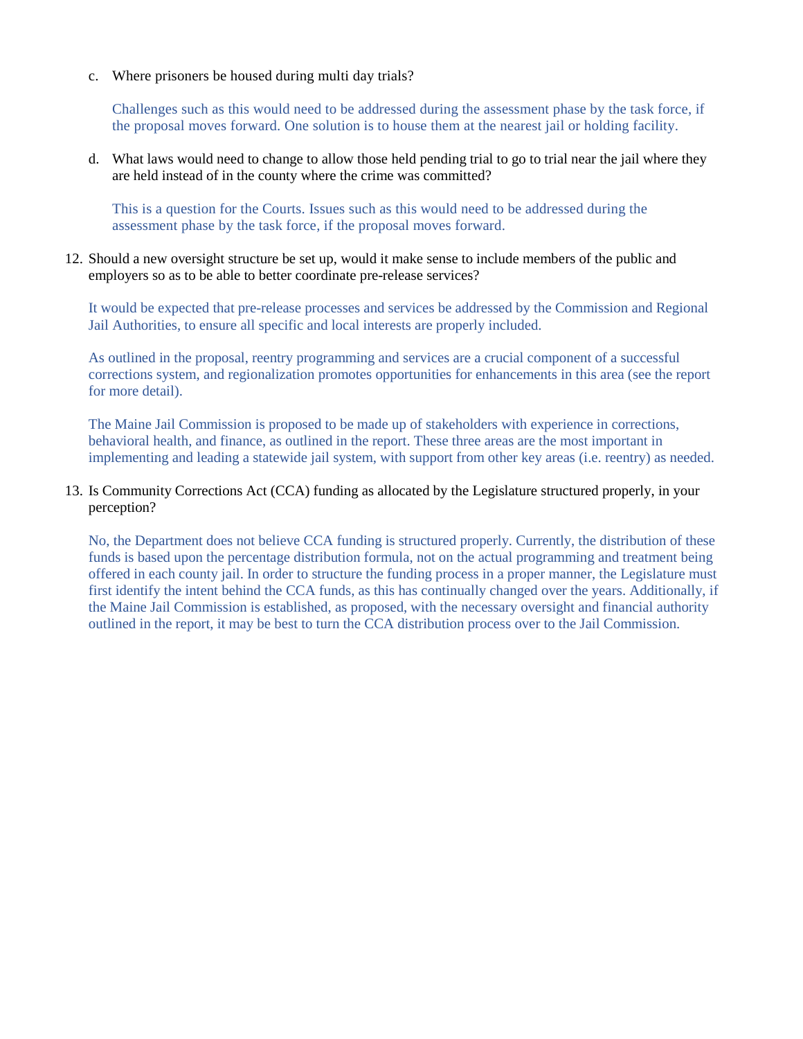c. Where prisoners be housed during multi day trials?

   Challenges such as this would need to be addressed during the assessment phase by the task force, if the proposal moves forward. One solution is to house them at the nearest jail or holding facility.

d. What laws would need to change to allow those held pending trial to go to trial near the jail where they are held instead of in the county where the crime was committed?

   This is a question for the Courts. Issues such as this would need to be addressed during the assessment phase by the task force, if the proposal moves forward.

12. Should a new oversight structure be set up, would it make sense to include members of the public and employers so as to be able to better coordinate pre-release services?

    It would be expected that pre-release processes and services be addressed by the Commission and Regional Jail Authorities, to ensure all specific and local interests are properly included.

    As outlined in the proposal, reentry programming and services are a crucial component of a successful corrections system, and regionalization promotes opportunities for enhancements in this area (see the report for more detail).

    The Maine Jail Commission is proposed to be made up of stakeholders with experience in corrections, behavioral health, and finance, as outlined in the report. These three areas are the most important in implementing and leading a statewide jail system, with support from other key areas (i.e. reentry) as needed.

13. Is Community Corrections Act (CCA) funding as allocated by the Legislature structured properly, in your perception?

    No, the Department does not believe CCA funding is structured properly. Currently, the distribution of these funds is based upon the percentage distribution formula, not on the actual programming and treatment being offered in each county jail. In order to structure the funding process in a proper manner, the Legislature must first identify the intent behind the CCA funds, as this has continually changed over the years. Additionally, if the Maine Jail Commission is established, as proposed, with the necessary oversight and financial authority outlined in the report, it may be best to turn the CCA distribution process over to the Jail Commission.